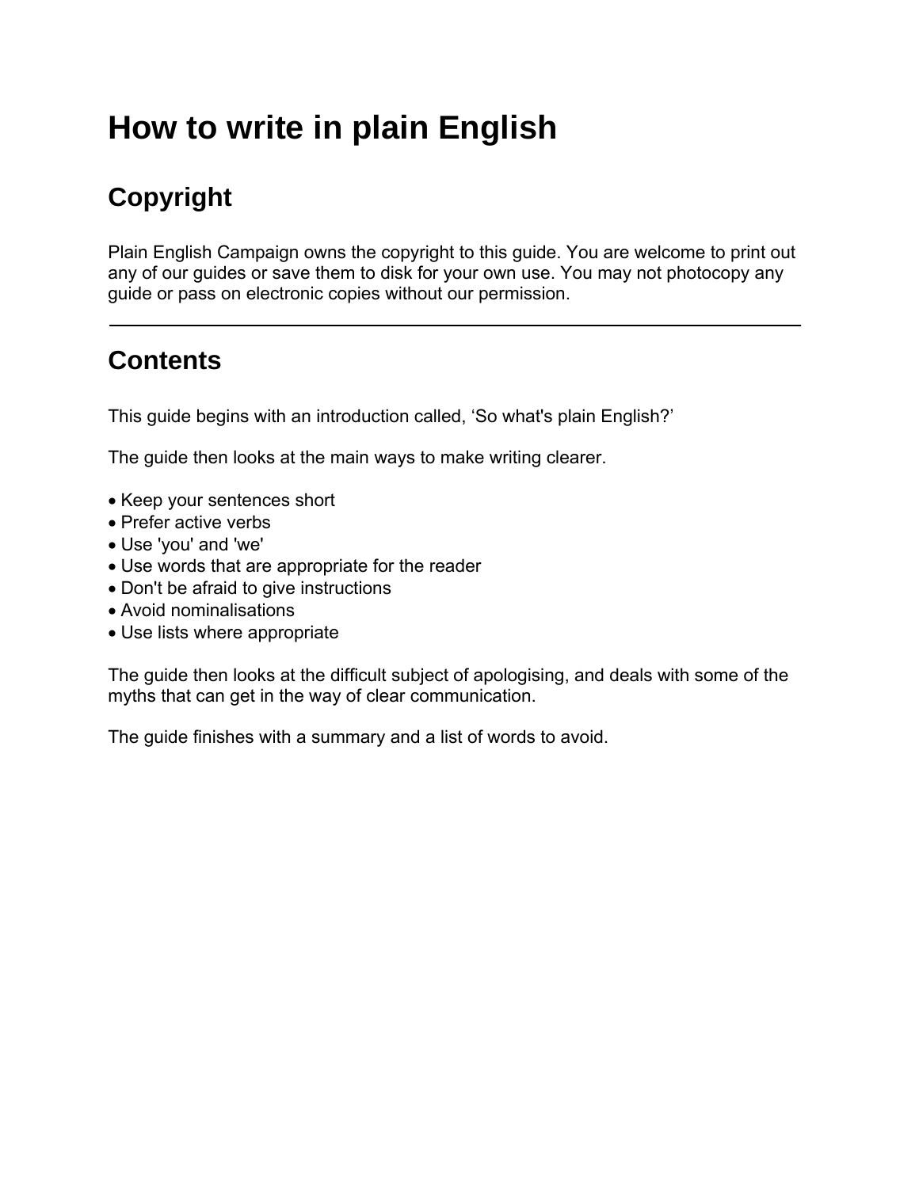# How to write in plain English

## Copyright

Plain English Campaign owns the copyright to this guide. You are welcome to print out any of our guides or save them to disk for your own use. You may not photocopy any guide or pass on electronic copies without our permission.

---

## Contents

This guide begins with an introduction called, 'So what's plain English?'

The guide then looks at the main ways to make writing clearer.

- Keep your sentences short
- Prefer active verbs
- Use 'you' and 'we'
- Use words that are appropriate for the reader
- Don't be afraid to give instructions
- Avoid nominalisations
- Use lists where appropriate

The guide then looks at the difficult subject of apologising, and deals with some of the myths that can get in the way of clear communication.

The guide finishes with a summary and a list of words to avoid.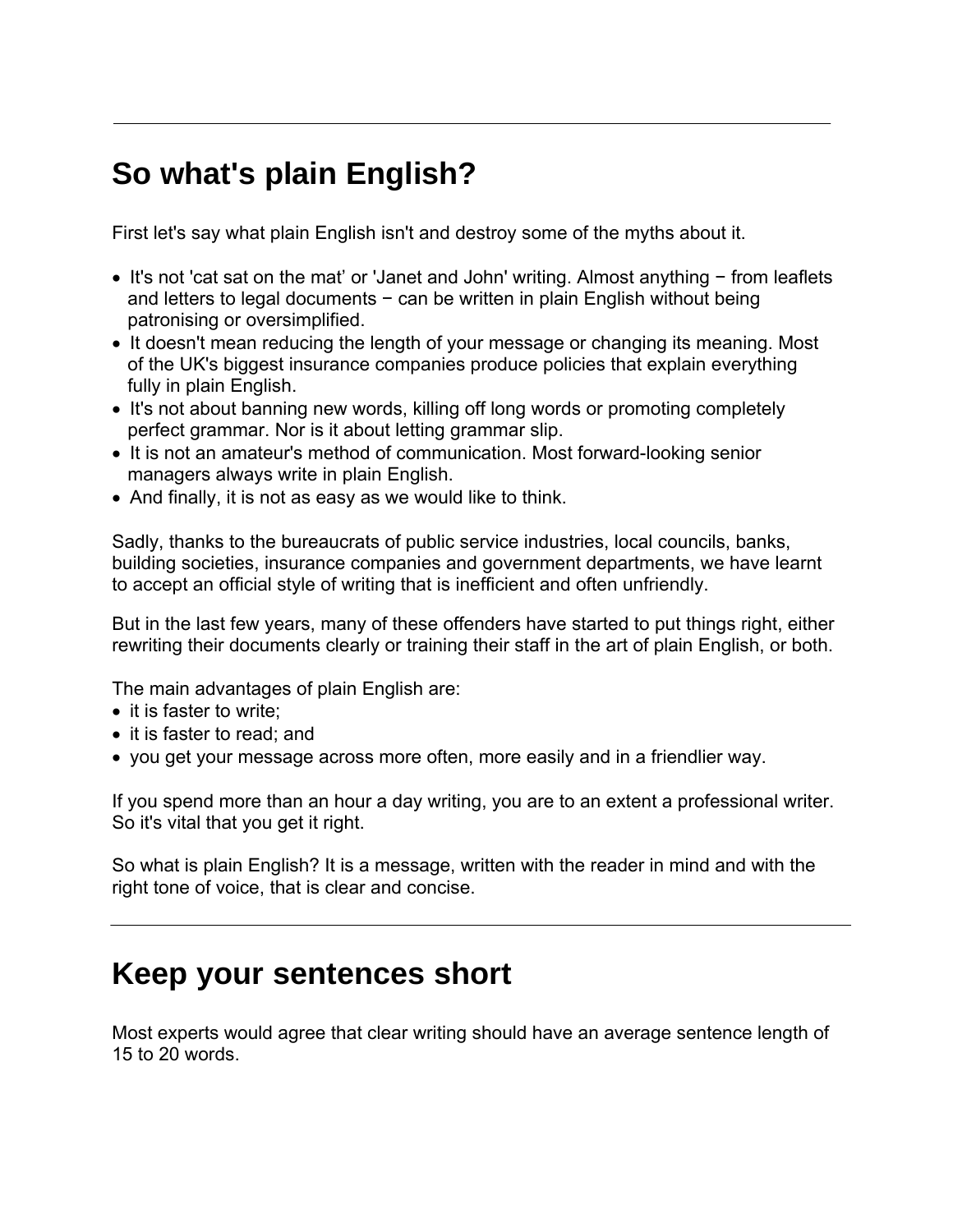---

## So what's plain English?

First let's say what plain English isn't and destroy some of the myths about it.

- It's not 'cat sat on the mat' or 'Janet and John' writing. Almost anything − from leaflets and letters to legal documents − can be written in plain English without being patronising or oversimplified.
- It doesn't mean reducing the length of your message or changing its meaning. Most of the UK's biggest insurance companies produce policies that explain everything fully in plain English.
- It's not about banning new words, killing off long words or promoting completely perfect grammar. Nor is it about letting grammar slip.
- It is not an amateur's method of communication. Most forward-looking senior managers always write in plain English.
- And finally, it is not as easy as we would like to think.

Sadly, thanks to the bureaucrats of public service industries, local councils, banks, building societies, insurance companies and government departments, we have learnt to accept an official style of writing that is inefficient and often unfriendly.

But in the last few years, many of these offenders have started to put things right, either rewriting their documents clearly or training their staff in the art of plain English, or both.

The main advantages of plain English are:

- it is faster to write;
- it is faster to read; and
- you get your message across more often, more easily and in a friendlier way.

If you spend more than an hour a day writing, you are to an extent a professional writer. So it's vital that you get it right.

So what is plain English? It is a message, written with the reader in mind and with the right tone of voice, that is clear and concise.

---

## Keep your sentences short

Most experts would agree that clear writing should have an average sentence length of 15 to 20 words.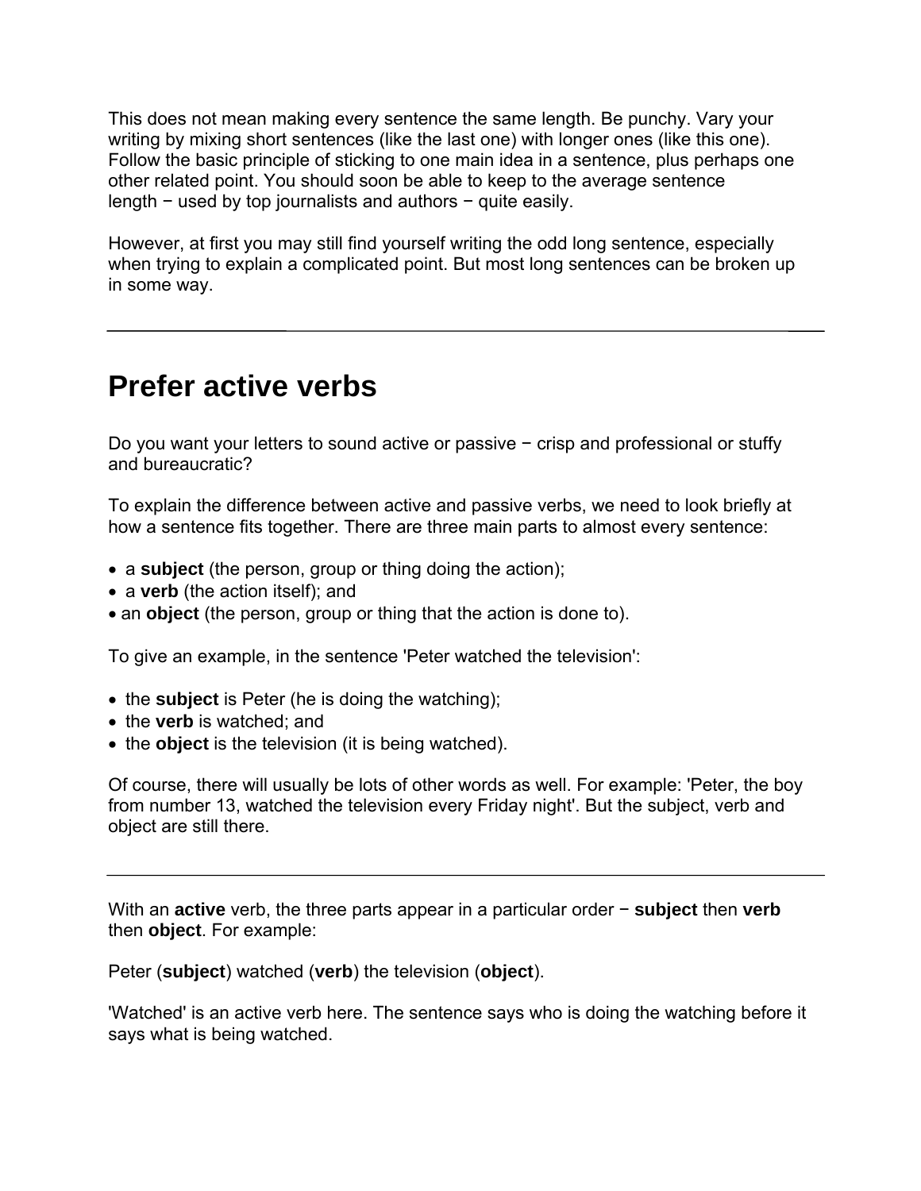This does not mean making every sentence the same length. Be punchy. Vary your writing by mixing short sentences (like the last one) with longer ones (like this one). Follow the basic principle of sticking to one main idea in a sentence, plus perhaps one other related point. You should soon be able to keep to the average sentence length − used by top journalists and authors − quite easily.

However, at first you may still find yourself writing the odd long sentence, especially when trying to explain a complicated point. But most long sentences can be broken up in some way.

---

## Prefer active verbs

Do you want your letters to sound active or passive − crisp and professional or stuffy and bureaucratic?

To explain the difference between active and passive verbs, we need to look briefly at how a sentence fits together. There are three main parts to almost every sentence:

- a **subject** (the person, group or thing doing the action);
- a **verb** (the action itself); and
- an **object** (the person, group or thing that the action is done to).

To give an example, in the sentence 'Peter watched the television':

- the **subject** is Peter (he is doing the watching);
- the **verb** is watched; and
- the **object** is the television (it is being watched).

Of course, there will usually be lots of other words as well. For example: 'Peter, the boy from number 13, watched the television every Friday night'. But the subject, verb and object are still there.

---

With an **active** verb, the three parts appear in a particular order − **subject** then **verb** then **object**. For example:

Peter (**subject**) watched (**verb**) the television (**object**).

'Watched' is an active verb here. The sentence says who is doing the watching before it says what is being watched.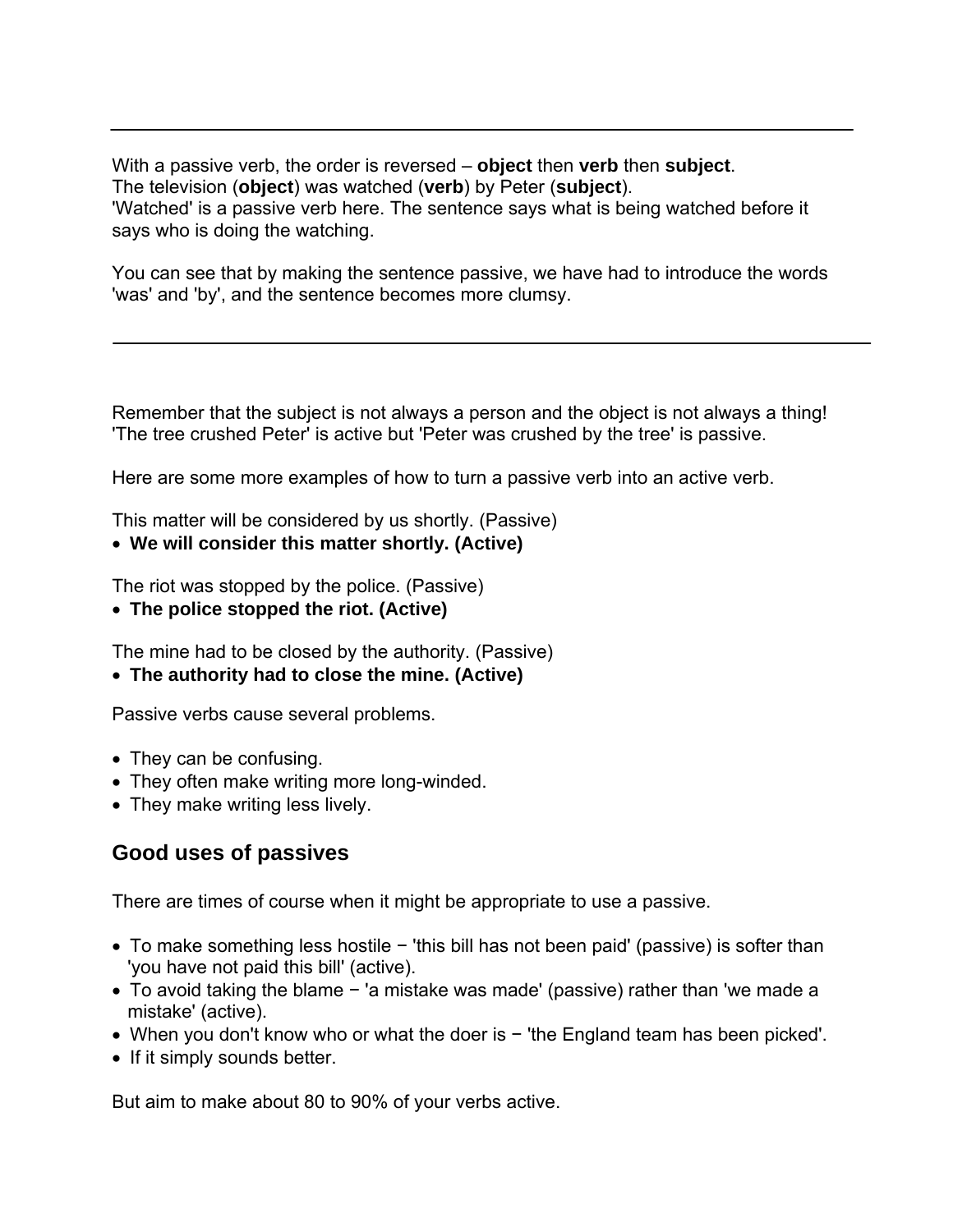---

With a passive verb, the order is reversed – **object** then **verb** then **subject**.
The television (**object**) was watched (**verb**) by Peter (**subject**).
'Watched' is a passive verb here. The sentence says what is being watched before it says who is doing the watching.

You can see that by making the sentence passive, we have had to introduce the words 'was' and 'by', and the sentence becomes more clumsy.

---

Remember that the subject is not always a person and the object is not always a thing! 'The tree crushed Peter' is active but 'Peter was crushed by the tree' is passive.

Here are some more examples of how to turn a passive verb into an active verb.

This matter will be considered by us shortly. (Passive)
- **We will consider this matter shortly. (Active)**

The riot was stopped by the police. (Passive)
- **The police stopped the riot. (Active)**

The mine had to be closed by the authority. (Passive)
- **The authority had to close the mine. (Active)**

Passive verbs cause several problems.

- They can be confusing.
- They often make writing more long-winded.
- They make writing less lively.

## Good uses of passives

There are times of course when it might be appropriate to use a passive.

- To make something less hostile − 'this bill has not been paid' (passive) is softer than 'you have not paid this bill' (active).
- To avoid taking the blame − 'a mistake was made' (passive) rather than 'we made a mistake' (active).
- When you don't know who or what the doer is − 'the England team has been picked'.
- If it simply sounds better.

But aim to make about 80 to 90% of your verbs active.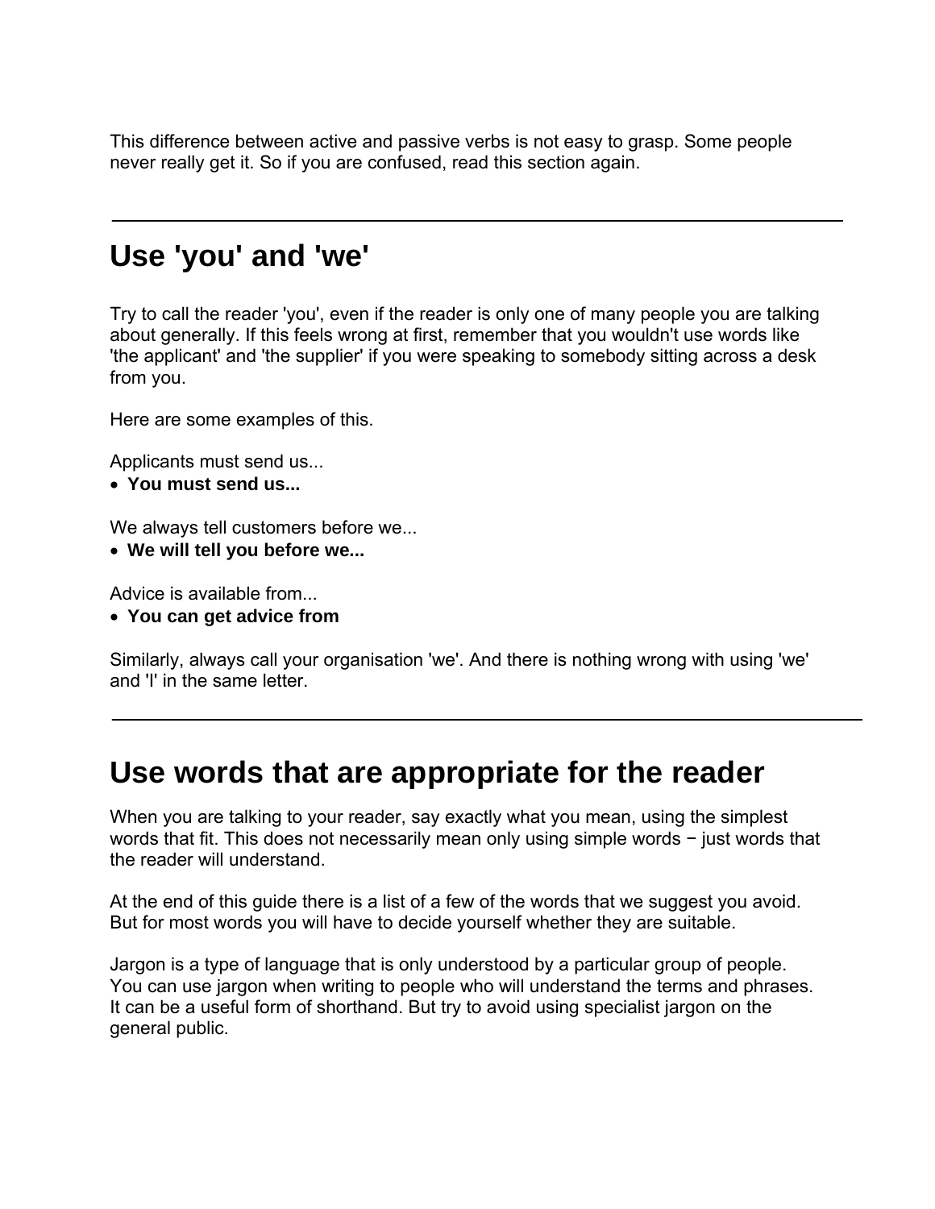This difference between active and passive verbs is not easy to grasp. Some people never really get it. So if you are confused, read this section again.

---

## Use 'you' and 'we'

Try to call the reader 'you', even if the reader is only one of many people you are talking about generally. If this feels wrong at first, remember that you wouldn't use words like 'the applicant' and 'the supplier' if you were speaking to somebody sitting across a desk from you.

Here are some examples of this.

Applicants must send us...

- **You must send us...**

We always tell customers before we...

- **We will tell you before we...**

Advice is available from...

- **You can get advice from**

Similarly, always call your organisation 'we'. And there is nothing wrong with using 'we' and 'I' in the same letter.

---

## Use words that are appropriate for the reader

When you are talking to your reader, say exactly what you mean, using the simplest words that fit. This does not necessarily mean only using simple words − just words that the reader will understand.

At the end of this guide there is a list of a few of the words that we suggest you avoid. But for most words you will have to decide yourself whether they are suitable.

Jargon is a type of language that is only understood by a particular group of people. You can use jargon when writing to people who will understand the terms and phrases. It can be a useful form of shorthand. But try to avoid using specialist jargon on the general public.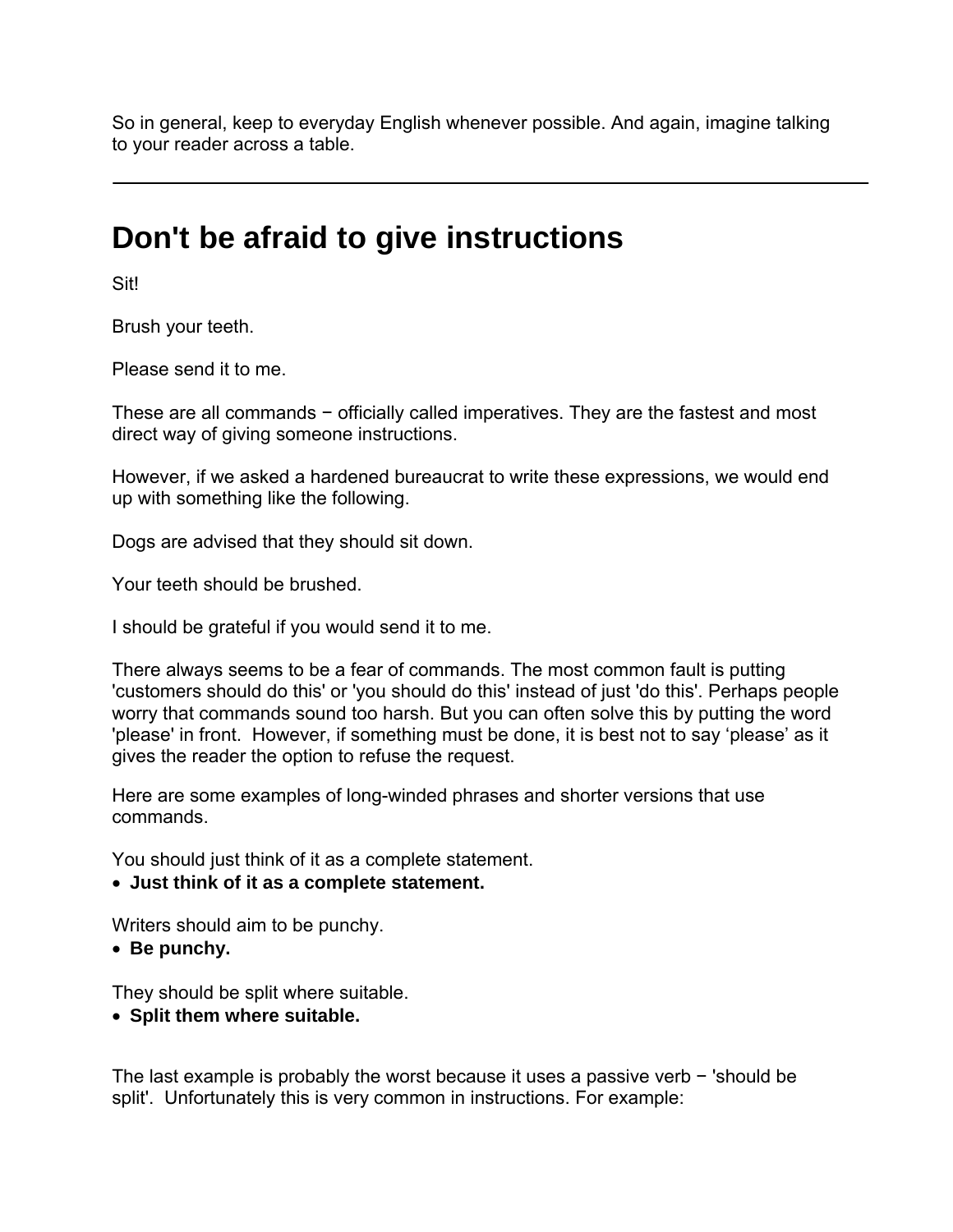So in general, keep to everyday English whenever possible. And again, imagine talking to your reader across a table.

---

## Don't be afraid to give instructions

Sit!

Brush your teeth.

Please send it to me.

These are all commands − officially called imperatives. They are the fastest and most direct way of giving someone instructions.

However, if we asked a hardened bureaucrat to write these expressions, we would end up with something like the following.

Dogs are advised that they should sit down.

Your teeth should be brushed.

I should be grateful if you would send it to me.

There always seems to be a fear of commands. The most common fault is putting 'customers should do this' or 'you should do this' instead of just 'do this'. Perhaps people worry that commands sound too harsh. But you can often solve this by putting the word 'please' in front. However, if something must be done, it is best not to say 'please' as it gives the reader the option to refuse the request.

Here are some examples of long-winded phrases and shorter versions that use commands.

You should just think of it as a complete statement.
- **Just think of it as a complete statement.**

Writers should aim to be punchy.
- **Be punchy.**

They should be split where suitable.
- **Split them where suitable.**

The last example is probably the worst because it uses a passive verb − 'should be split'. Unfortunately this is very common in instructions. For example: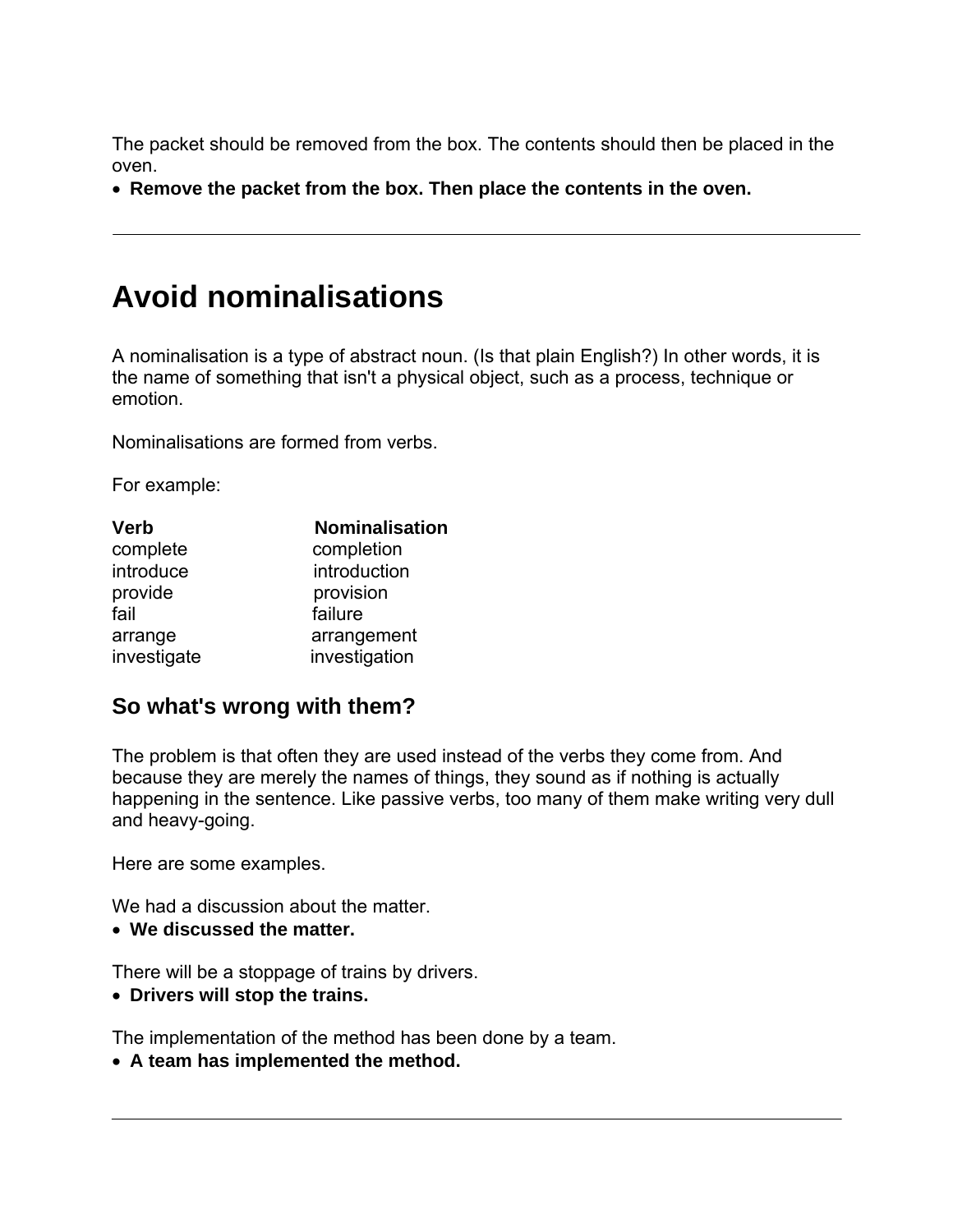The packet should be removed from the box. The contents should then be placed in the oven.

- **Remove the packet from the box. Then place the contents in the oven.**

---

# Avoid nominalisations

A nominalisation is a type of abstract noun. (Is that plain English?) In other words, it is the name of something that isn't a physical object, such as a process, technique or emotion.

Nominalisations are formed from verbs.

For example:

| **Verb** | **Nominalisation** |
| --- | --- |
| complete | completion |
| introduce | introduction |
| provide | provision |
| fail | failure |
| arrange | arrangement |
| investigate | investigation |

## So what's wrong with them?

The problem is that often they are used instead of the verbs they come from. And because they are merely the names of things, they sound as if nothing is actually happening in the sentence. Like passive verbs, too many of them make writing very dull and heavy-going.

Here are some examples.

We had a discussion about the matter.

- **We discussed the matter.**

There will be a stoppage of trains by drivers.

- **Drivers will stop the trains.**

The implementation of the method has been done by a team.

- **A team has implemented the method.**

---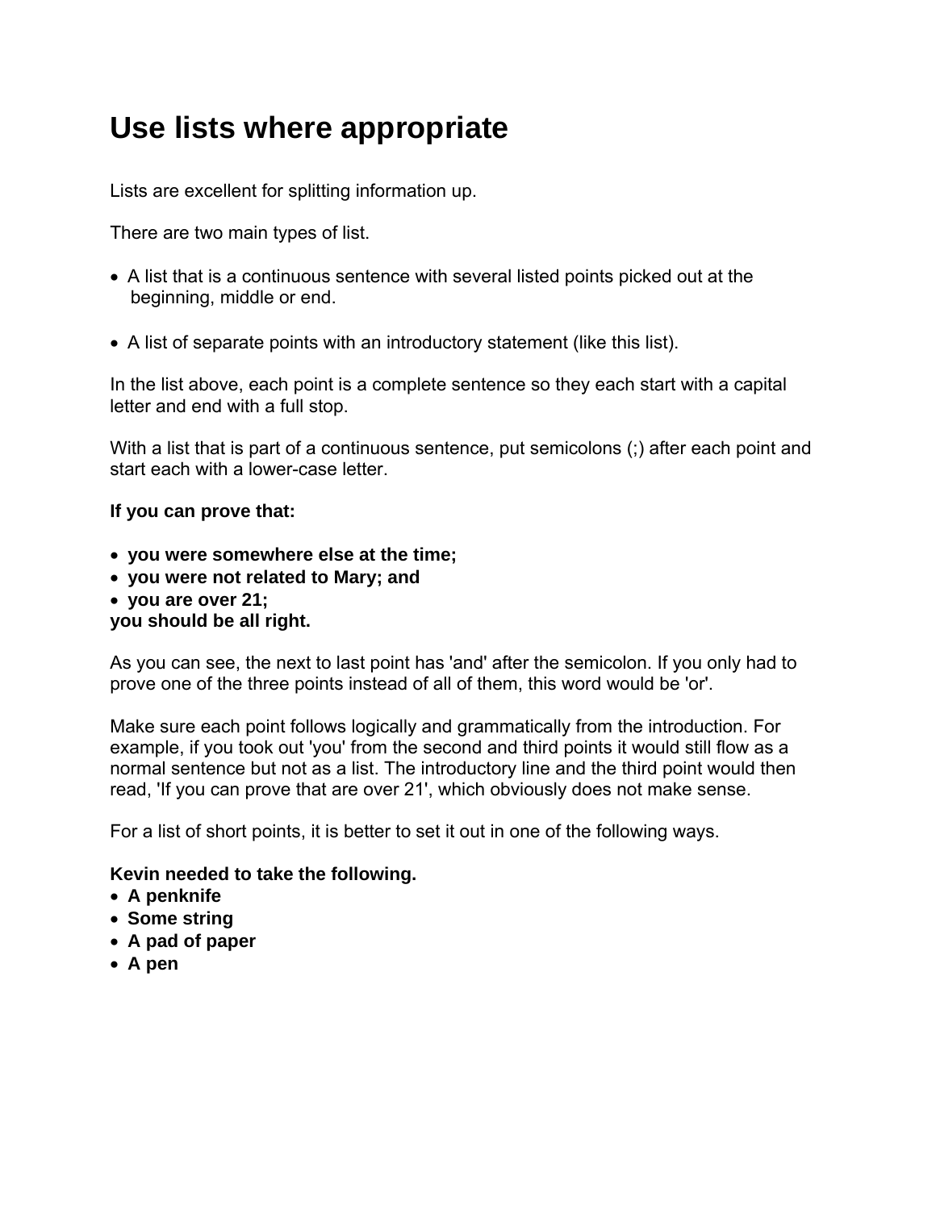# Use lists where appropriate

Lists are excellent for splitting information up.

There are two main types of list.

- A list that is a continuous sentence with several listed points picked out at the beginning, middle or end.

- A list of separate points with an introductory statement (like this list).

In the list above, each point is a complete sentence so they each start with a capital letter and end with a full stop.

With a list that is part of a continuous sentence, put semicolons (;) after each point and start each with a lower-case letter.

**If you can prove that:**

- **you were somewhere else at the time;**
- **you were not related to Mary; and**
- **you are over 21;**

**you should be all right.**

As you can see, the next to last point has 'and' after the semicolon. If you only had to prove one of the three points instead of all of them, this word would be 'or'.

Make sure each point follows logically and grammatically from the introduction. For example, if you took out 'you' from the second and third points it would still flow as a normal sentence but not as a list. The introductory line and the third point would then read, 'If you can prove that are over 21', which obviously does not make sense.

For a list of short points, it is better to set it out in one of the following ways.

**Kevin needed to take the following.**

- **A penknife**
- **Some string**
- **A pad of paper**
- **A pen**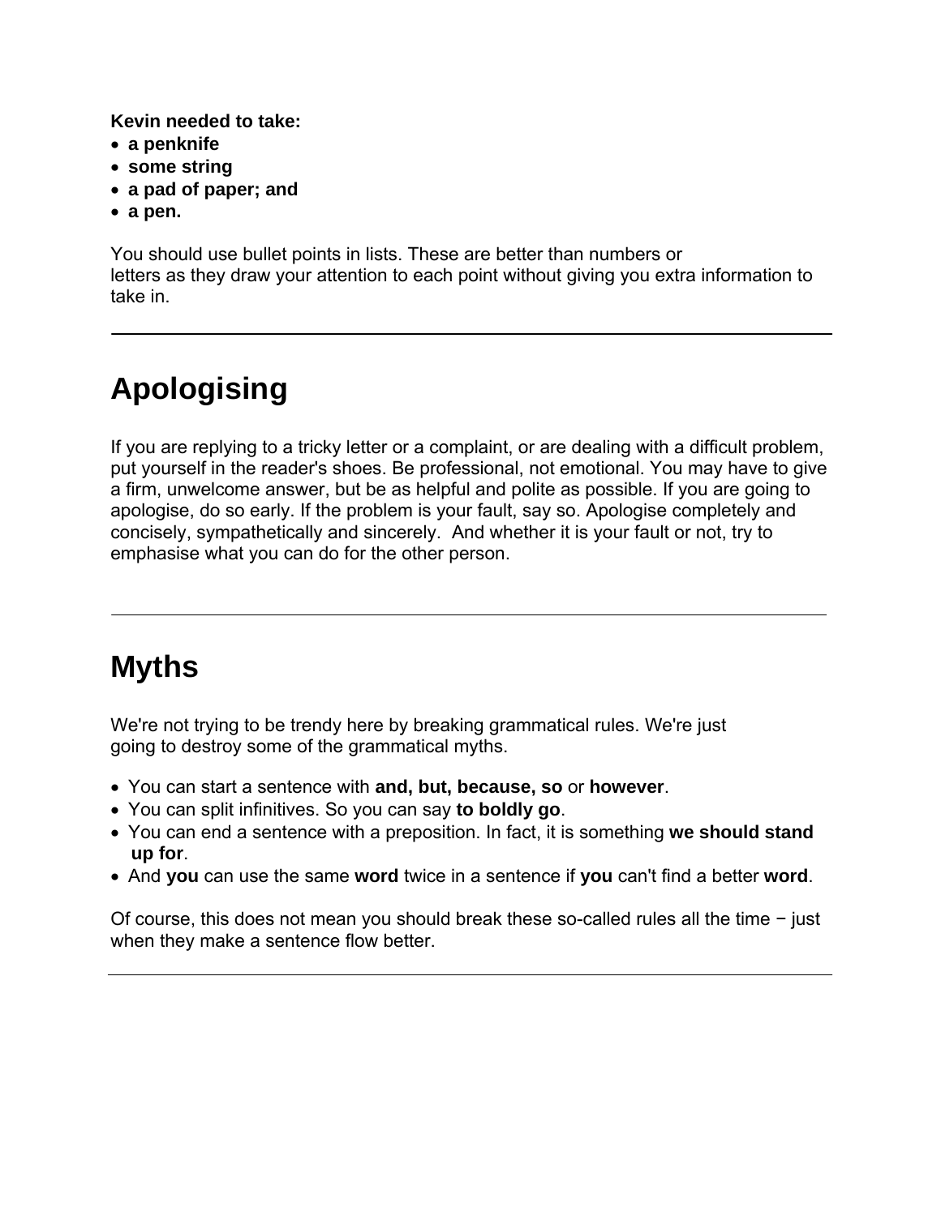**Kevin needed to take:**

- **a penknife**
- **some string**
- **a pad of paper; and**
- **a pen.**

You should use bullet points in lists. These are better than numbers or letters as they draw your attention to each point without giving you extra information to take in.

---

## Apologising

If you are replying to a tricky letter or a complaint, or are dealing with a difficult problem, put yourself in the reader's shoes. Be professional, not emotional. You may have to give a firm, unwelcome answer, but be as helpful and polite as possible. If you are going to apologise, do so early. If the problem is your fault, say so. Apologise completely and concisely, sympathetically and sincerely. And whether it is your fault or not, try to emphasise what you can do for the other person.

---

## Myths

We're not trying to be trendy here by breaking grammatical rules. We're just going to destroy some of the grammatical myths.

- You can start a sentence with **and, but, because, so** or **however**.
- You can split infinitives. So you can say **to boldly go**.
- You can end a sentence with a preposition. In fact, it is something **we should stand up for**.
- And **you** can use the same **word** twice in a sentence if **you** can't find a better **word**.

Of course, this does not mean you should break these so-called rules all the time − just when they make a sentence flow better.

---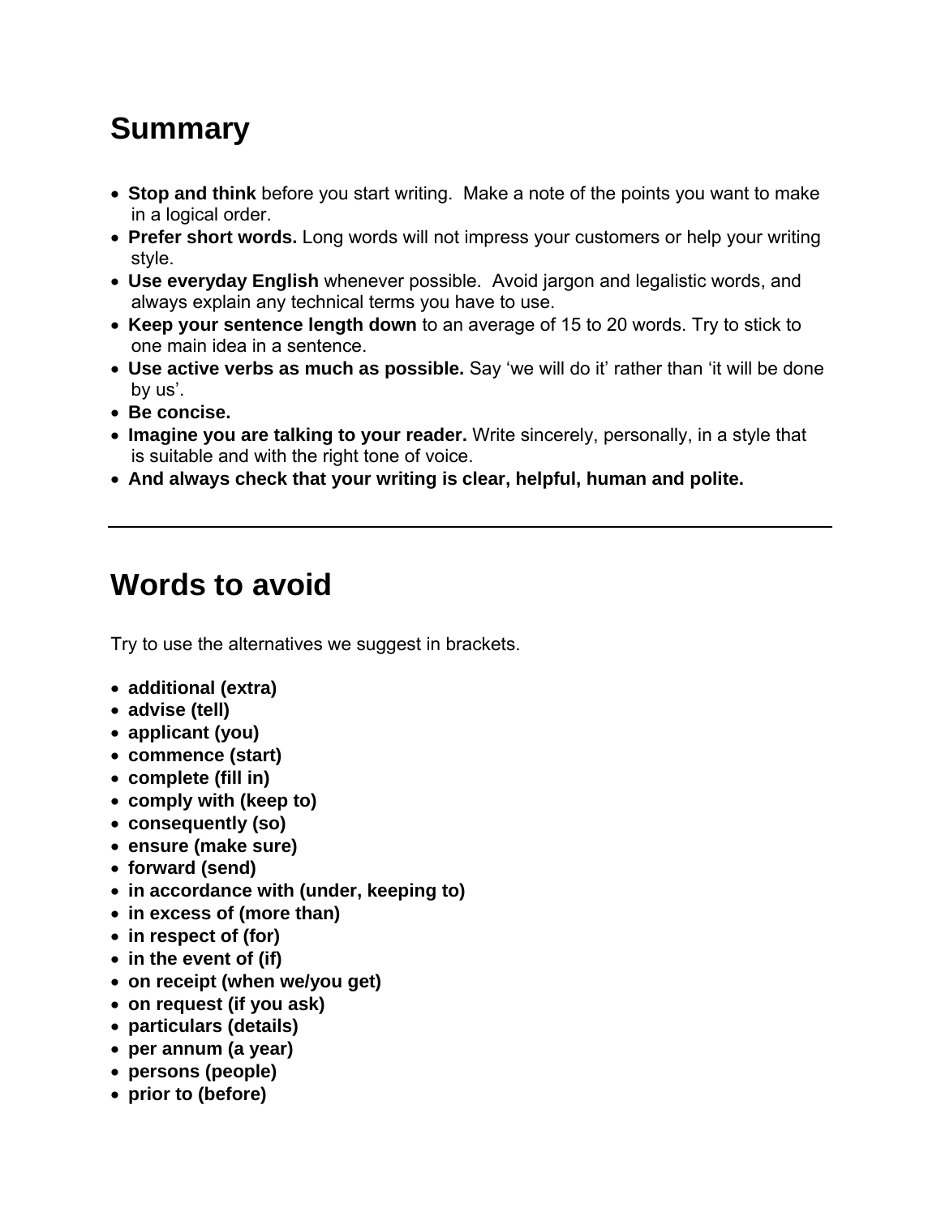## Summary

- **Stop and think** before you start writing. Make a note of the points you want to make in a logical order.
- **Prefer short words.** Long words will not impress your customers or help your writing style.
- **Use everyday English** whenever possible. Avoid jargon and legalistic words, and always explain any technical terms you have to use.
- **Keep your sentence length down** to an average of 15 to 20 words. Try to stick to one main idea in a sentence.
- **Use active verbs as much as possible.** Say 'we will do it' rather than 'it will be done by us'.
- **Be concise.**
- **Imagine you are talking to your reader.** Write sincerely, personally, in a style that is suitable and with the right tone of voice.
- **And always check that your writing is clear, helpful, human and polite.**

---

## Words to avoid

Try to use the alternatives we suggest in brackets.

- **additional (extra)**
- **advise (tell)**
- **applicant (you)**
- **commence (start)**
- **complete (fill in)**
- **comply with (keep to)**
- **consequently (so)**
- **ensure (make sure)**
- **forward (send)**
- **in accordance with (under, keeping to)**
- **in excess of (more than)**
- **in respect of (for)**
- **in the event of (if)**
- **on receipt (when we/you get)**
- **on request (if you ask)**
- **particulars (details)**
- **per annum (a year)**
- **persons (people)**
- **prior to (before)**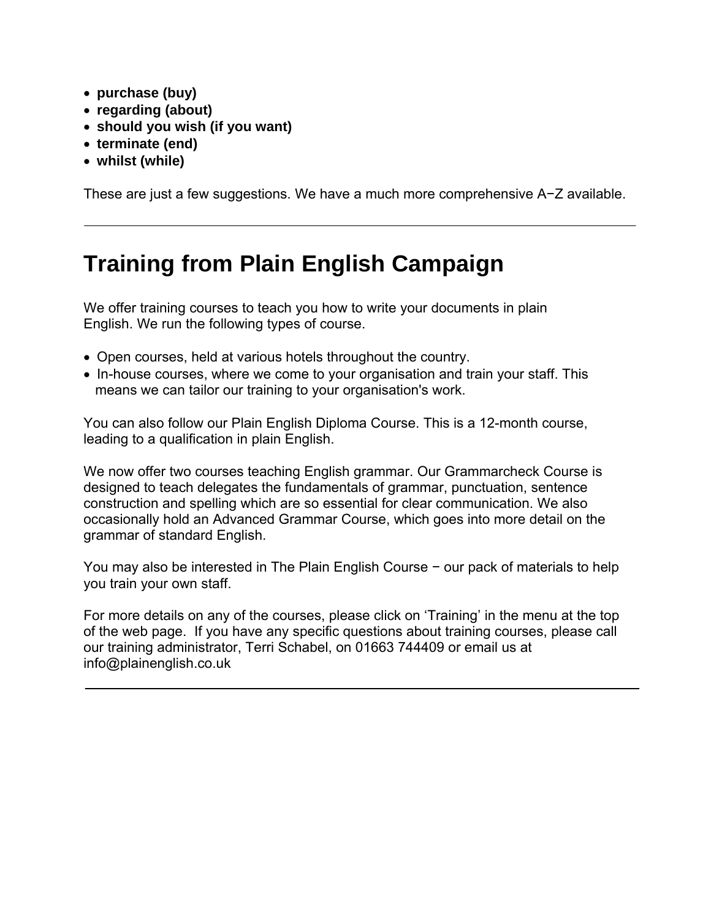- **purchase (buy)**
- **regarding (about)**
- **should you wish (if you want)**
- **terminate (end)**
- **whilst (while)**

These are just a few suggestions. We have a much more comprehensive A−Z available.

---

# Training from Plain English Campaign

We offer training courses to teach you how to write your documents in plain English. We run the following types of course.

- Open courses, held at various hotels throughout the country.
- In-house courses, where we come to your organisation and train your staff. This means we can tailor our training to your organisation's work.

You can also follow our Plain English Diploma Course. This is a 12-month course, leading to a qualification in plain English.

We now offer two courses teaching English grammar. Our Grammarcheck Course is designed to teach delegates the fundamentals of grammar, punctuation, sentence construction and spelling which are so essential for clear communication. We also occasionally hold an Advanced Grammar Course, which goes into more detail on the grammar of standard English.

You may also be interested in The Plain English Course − our pack of materials to help you train your own staff.

For more details on any of the courses, please click on 'Training' in the menu at the top of the web page. If you have any specific questions about training courses, please call our training administrator, Terri Schabel, on 01663 744409 or email us at info@plainenglish.co.uk

---